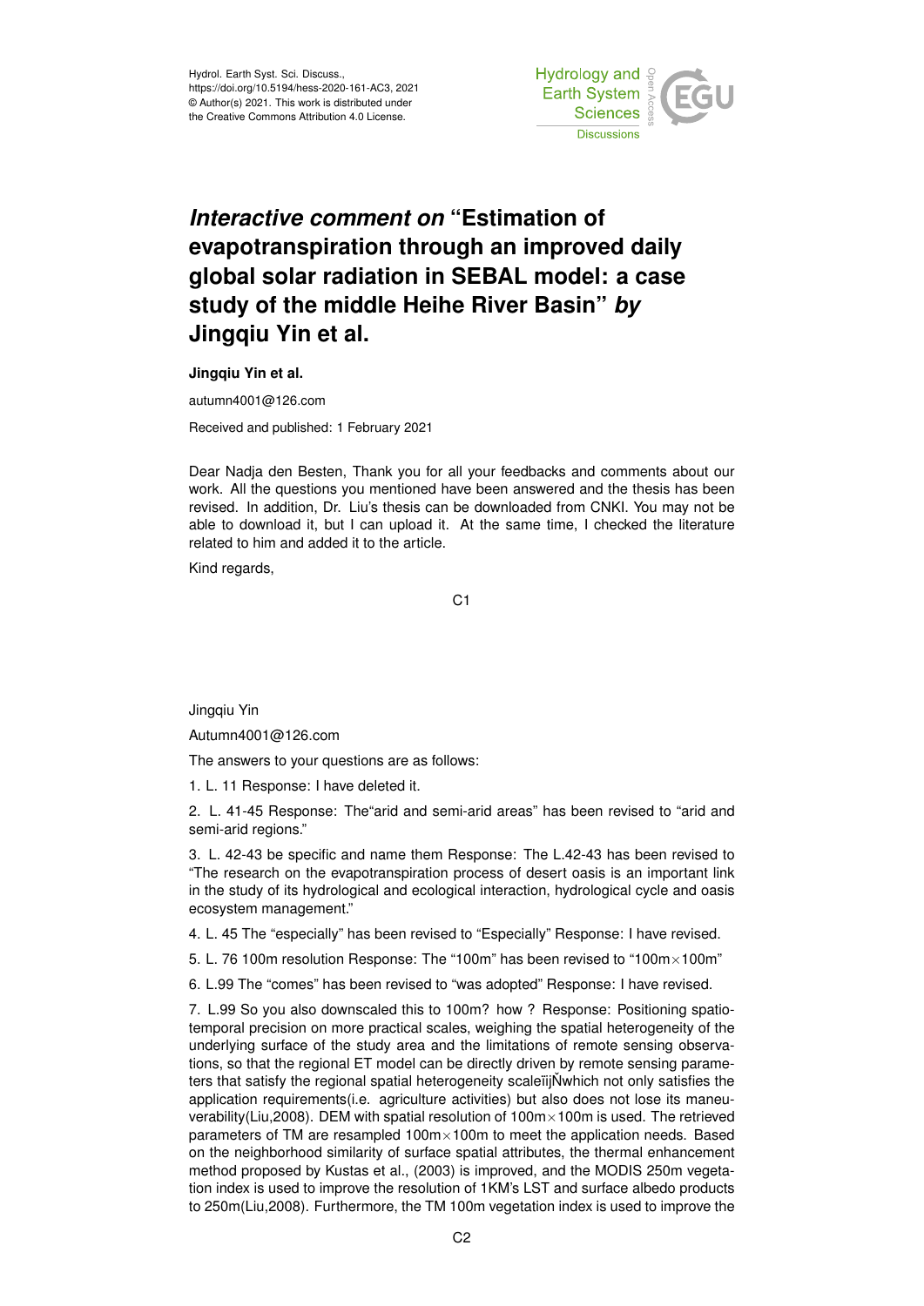Hydrol. Earth Syst. Sci. Discuss.,
https://doi.org/10.5194/hess-2020-161-AC3, 2021
© Author(s) 2021. This work is distributed under
the Creative Commons Attribution 4.0 License.

# *Interactive comment on* "Estimation of evapotranspiration through an improved daily global solar radiation in SEBAL model: a case study of the middle Heihe River Basin" *by* Jingqiu Yin et al.

**Jingqiu Yin et al.**

autumn4001@126.com

Received and published: 1 February 2021

Dear Nadja den Besten, Thank you for all your feedbacks and comments about our work. All the questions you mentioned have been answered and the thesis has been revised. In addition, Dr. Liu's thesis can be downloaded from CNKI. You may not be able to download it, but I can upload it. At the same time, I checked the literature related to him and added it to the article.

Kind regards,

Jingqiu Yin

Autumn4001@126.com

The answers to your questions are as follows:

1. L. 11 Response: I have deleted it.

2. L. 41-45 Response: The"arid and semi-arid areas" has been revised to "arid and semi-arid regions."

3. L. 42-43 be specific and name them Response: The L.42-43 has been revised to "The research on the evapotranspiration process of desert oasis is an important link in the study of its hydrological and ecological interaction, hydrological cycle and oasis ecosystem management."

4. L. 45 The "especially" has been revised to "Especially" Response: I have revised.

5. L. 76 100m resolution Response: The "100m" has been revised to "100m×100m"

6. L.99 The "comes" has been revised to "was adopted" Response: I have revised.

7. L.99 So you also downscaled this to 100m? how ? Response: Positioning spatio-temporal precision on more practical scales, weighing the spatial heterogeneity of the underlying surface of the study area and the limitations of remote sensing observations, so that the regional ET model can be directly driven by remote sensing parameters that satisfy the regional spatial heterogeneity scaleïijŇwhich not only satisfies the application requirements(i.e. agriculture activities) but also does not lose its maneuverability(Liu,2008). DEM with spatial resolution of 100m×100m is used. The retrieved parameters of TM are resampled 100m×100m to meet the application needs. Based on the neighborhood similarity of surface spatial attributes, the thermal enhancement method proposed by Kustas et al., (2003) is improved, and the MODIS 250m vegetation index is used to improve the resolution of 1KM's LST and surface albedo products to 250m(Liu,2008). Furthermore, the TM 100m vegetation index is used to improve the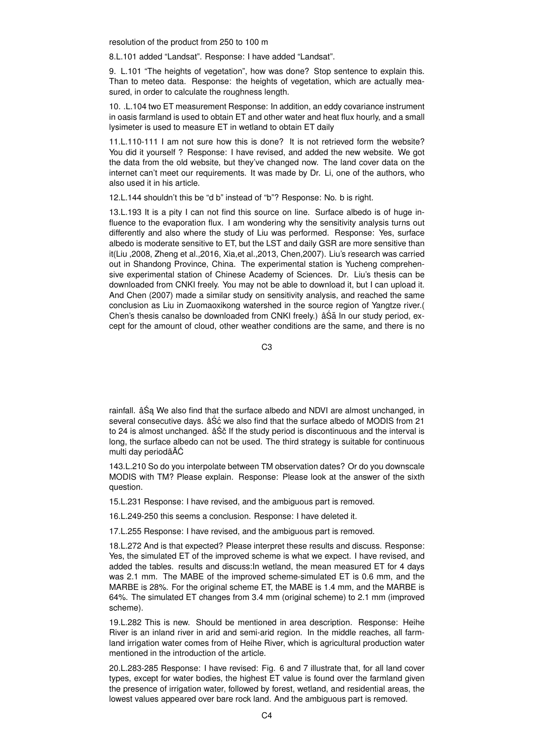resolution of the product from 250 to 100 m

8.L.101 added "Landsat". Response: I have added "Landsat".

9. L.101 "The heights of vegetation", how was done? Stop sentence to explain this. Than to meteo data. Response: the heights of vegetation, which are actually measured, in order to calculate the roughness length.

10. .L.104 two ET measurement Response: In addition, an eddy covariance instrument in oasis farmland is used to obtain ET and other water and heat flux hourly, and a small lysimeter is used to measure ET in wetland to obtain ET daily

11.L.110-111 I am not sure how this is done? It is not retrieved form the website? You did it yourself ? Response: I have revised, and added the new website. We got the data from the old website, but they've changed now. The land cover data on the internet can't meet our requirements. It was made by Dr. Li, one of the authors, who also used it in his article.

12.L.144 shouldn't this be "d b" instead of "b"? Response: No. b is right.

13.L.193 It is a pity I can not find this source on line. Surface albedo is of huge influence to the evaporation flux. I am wondering why the sensitivity analysis turns out differently and also where the study of Liu was performed. Response: Yes, surface albedo is moderate sensitive to ET, but the LST and daily GSR are more sensitive than it(Liu ,2008, Zheng et al.,2016, Xia,et al.,2013, Chen,2007). Liu's research was carried out in Shandong Province, China. The experimental station is Yucheng comprehensive experimental station of Chinese Academy of Sciences. Dr. Liu's thesis can be downloaded from CNKI freely. You may not be able to download it, but I can upload it. And Chen (2007) made a similar study on sensitivity analysis, and reached the same conclusion as Liu in Zuomaoxikong watershed in the source region of Yangtze river.( Chen's thesis canalso be downloaded from CNKI freely.) âŚă In our study period, except for the amount of cloud, other weather conditions are the same, and there is no rainfall. âŚą We also find that the surface albedo and NDVI are almost unchanged, in several consecutive days. âŚć we also find that the surface albedo of MODIS from 21 to 24 is almost unchanged. âŚč If the study period is discontinuous and the interval is long, the surface albedo can not be used. The third strategy is suitable for continuous multi day periodãĂĆ

143.L.210 So do you interpolate between TM observation dates? Or do you downscale MODIS with TM? Please explain. Response: Please look at the answer of the sixth question.

15.L.231 Response: I have revised, and the ambiguous part is removed.

16.L.249-250 this seems a conclusion. Response: I have deleted it.

17.L.255 Response: I have revised, and the ambiguous part is removed.

18.L.272 And is that expected? Please interpret these results and discuss. Response: Yes, the simulated ET of the improved scheme is what we expect. I have revised, and added the tables. results and discuss:In wetland, the mean measured ET for 4 days was 2.1 mm. The MABE of the improved scheme-simulated ET is 0.6 mm, and the MARBE is 28%. For the original scheme ET, the MABE is 1.4 mm, and the MARBE is 64%. The simulated ET changes from 3.4 mm (original scheme) to 2.1 mm (improved scheme).

19.L.282 This is new. Should be mentioned in area description. Response: Heihe River is an inland river in arid and semi-arid region. In the middle reaches, all farmland irrigation water comes from of Heihe River, which is agricultural production water mentioned in the introduction of the article.

20.L.283-285 Response: I have revised: Fig. 6 and 7 illustrate that, for all land cover types, except for water bodies, the highest ET value is found over the farmland given the presence of irrigation water, followed by forest, wetland, and residential areas, the lowest values appeared over bare rock land. And the ambiguous part is removed.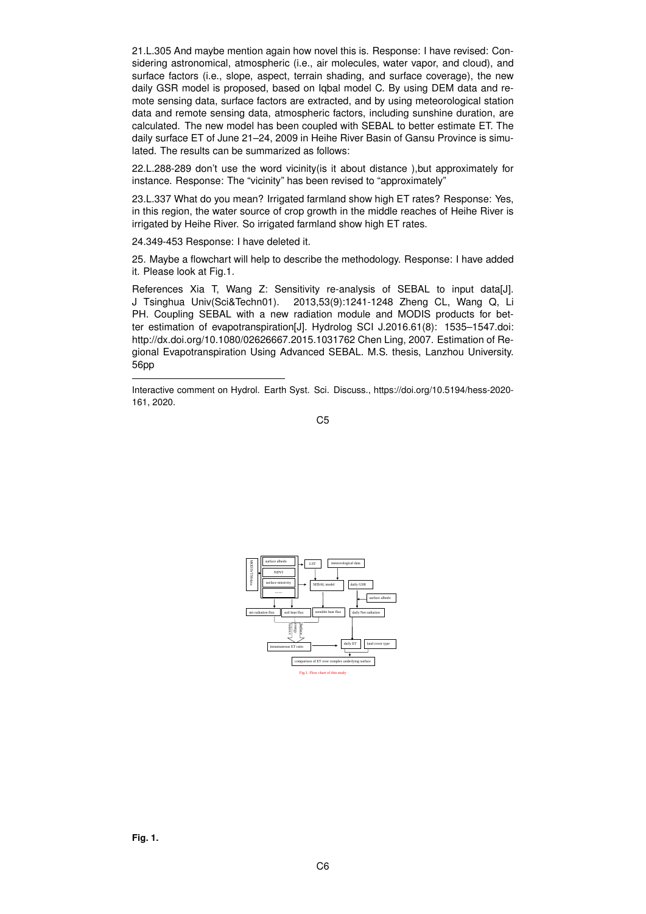21.L.305 And maybe mention again how novel this is. Response: I have revised: Considering astronomical, atmospheric (i.e., air molecules, water vapor, and cloud), and surface factors (i.e., slope, aspect, terrain shading, and surface coverage), the new daily GSR model is proposed, based on Iqbal model C. By using DEM data and remote sensing data, surface factors are extracted, and by using meteorological station data and remote sensing data, atmospheric factors, including sunshine duration, are calculated. The new model has been coupled with SEBAL to better estimate ET. The daily surface ET of June 21–24, 2009 in Heihe River Basin of Gansu Province is simulated. The results can be summarized as follows:

22.L.288-289 don't use the word vicinity(is it about distance ),but approximately for instance. Response: The "vicinity" has been revised to "approximately"

23.L.337 What do you mean? Irrigated farmland show high ET rates? Response: Yes, in this region, the water source of crop growth in the middle reaches of Heihe River is irrigated by Heihe River. So irrigated farmland show high ET rates.

24.349-453 Response: I have deleted it.

25. Maybe a flowchart will help to describe the methodology. Response: I have added it. Please look at Fig.1.

References Xia T, Wang Z: Sensitivity re-analysis of SEBAL to input data[J]. J Tsinghua Univ(Sci&Techn01). 2013,53(9):1241-1248 Zheng CL, Wang Q, Li PH. Coupling SEBAL with a new radiation module and MODIS products for better estimation of evapotranspiration[J]. Hydrolog SCI J.2016.61(8): 1535–1547.doi: http://dx.doi.org/10.1080/02626667.2015.1031762 Chen Ling, 2007. Estimation of Regional Evapotranspiration Using Advanced SEBAL. M.S. thesis, Lanzhou University. 56pp

---

Interactive comment on Hydrol. Earth Syst. Sci. Discuss., https://doi.org/10.5194/hess-2020-161, 2020.

Fig.1. Flow chart of this study

**Fig. 1.**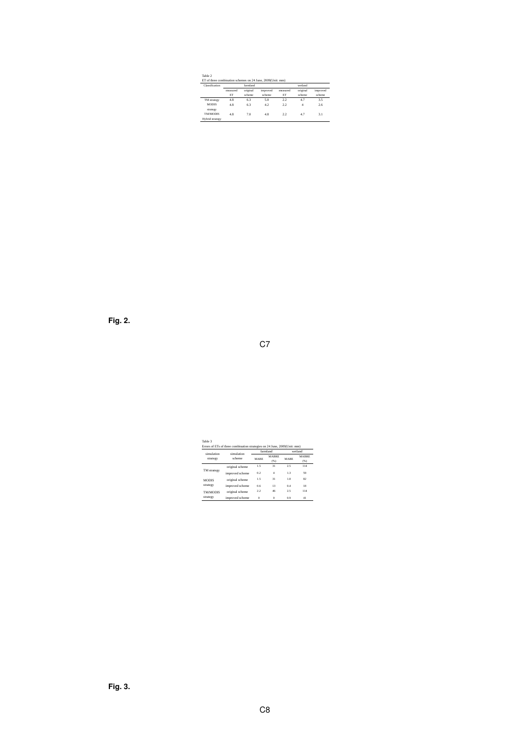Table 2
ET of three combination schemes on 24 June, 2009(Unit: mm)

| Classification | farmland | | | wetland | | |
|---|---|---|---|---|---|---|
| | measured ET | original scheme | improved scheme | measured ET | original scheme | improved scheme |
| TM strategy | 4.8 | 6.3 | 5.0 | 2.2 | 4.7 | 3.5 |
| MODIS strategy | 4.8 | 6.3 | 4.2 | 2.2 | 4 | 2.6 |
| TM/MODIS Hybrid strategy | 4.8 | 7.0 | 4.8 | 2.2 | 4.7 | 3.1 |

**Fig. 2.**

Table 3
Errors of ETs of three combination strategies on 24 June, 2009(Unit: mm)

| simulation strategy | simulation scheme | farmland | | wetland | |
|---|---|---|---|---|---|
| | | MABE | MABRE (%) | MABE | MABRE (%) |
| TM strategy | original scheme | 1.5 | 31 | 2.5 | 114 |
| | improved scheme | 0.2 | 4 | 1.3 | 59 |
| MODIS strategy | original scheme | 1.5 | 31 | 1.8 | 82 |
| | improved scheme | 0.6 | 13 | 0.4 | 18 |
| TM/MODIS strategy | original scheme | 2.2 | 46 | 2.5 | 114 |
| | improved scheme | 0 | 0 | 0.9 | 41 |

**Fig. 3.**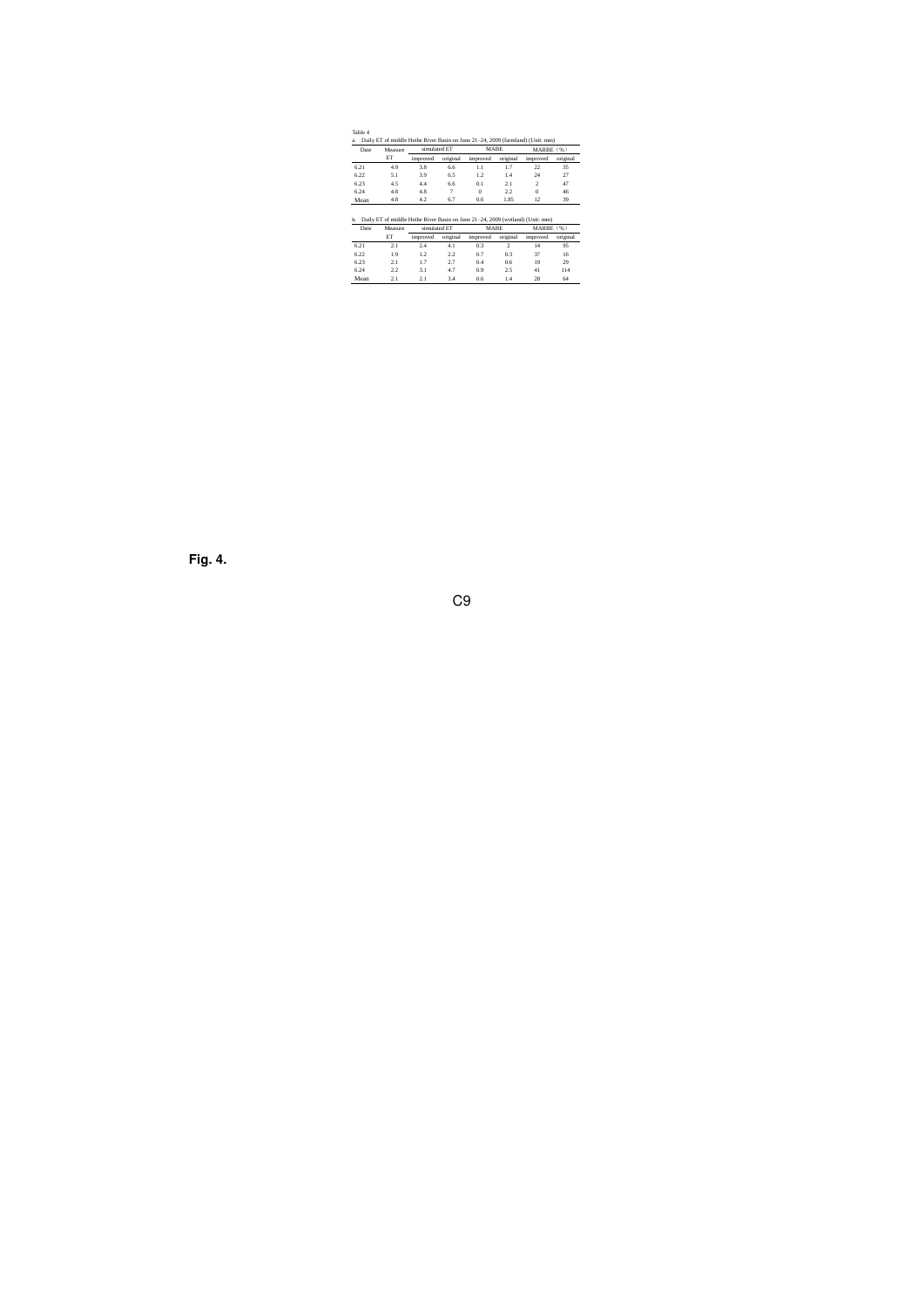Table 4

a. Daily ET of middle Heihe River Basin on June 21–24, 2009 (farmland) (Unit: mm)

| Date | Measure ET | simulated ET | | MABE | | MARBE（%） | |
|---|---|---|---|---|---|---|---|
| | | improved | original | improved | original | improved | original |
| 6.21 | 4.9 | 3.8 | 6.6 | 1.1 | 1.7 | 22 | 35 |
| 6.22 | 5.1 | 3.9 | 6.5 | 1.2 | 1.4 | 24 | 27 |
| 6.23 | 4.5 | 4.4 | 6.6 | 0.1 | 2.1 | 2 | 47 |
| 6.24 | 4.8 | 4.8 | 7 | 0 | 2.2 | 0 | 46 |
| Mean | 4.8 | 4.2 | 6.7 | 0.6 | 1.85 | 12 | 39 |

b. Daily ET of middle Heihe River Basin on June 21–24, 2009 (wetland) (Unit: mm)

| Date | Measure ET | simulated ET | | MABE | | MARBE（%） | |
|---|---|---|---|---|---|---|---|
| | | improved | original | improved | original | improved | original |
| 6.21 | 2.1 | 2.4 | 4.1 | 0.3 | 2 | 14 | 95 |
| 6.22 | 1.9 | 1.2 | 2.2 | 0.7 | 0.3 | 37 | 16 |
| 6.23 | 2.1 | 1.7 | 2.7 | 0.4 | 0.6 | 19 | 29 |
| 6.24 | 2.2 | 3.1 | 4.7 | 0.9 | 2.5 | 41 | 114 |
| Mean | 2.1 | 2.1 | 3.4 | 0.6 | 1.4 | 28 | 64 |

**Fig. 4.**